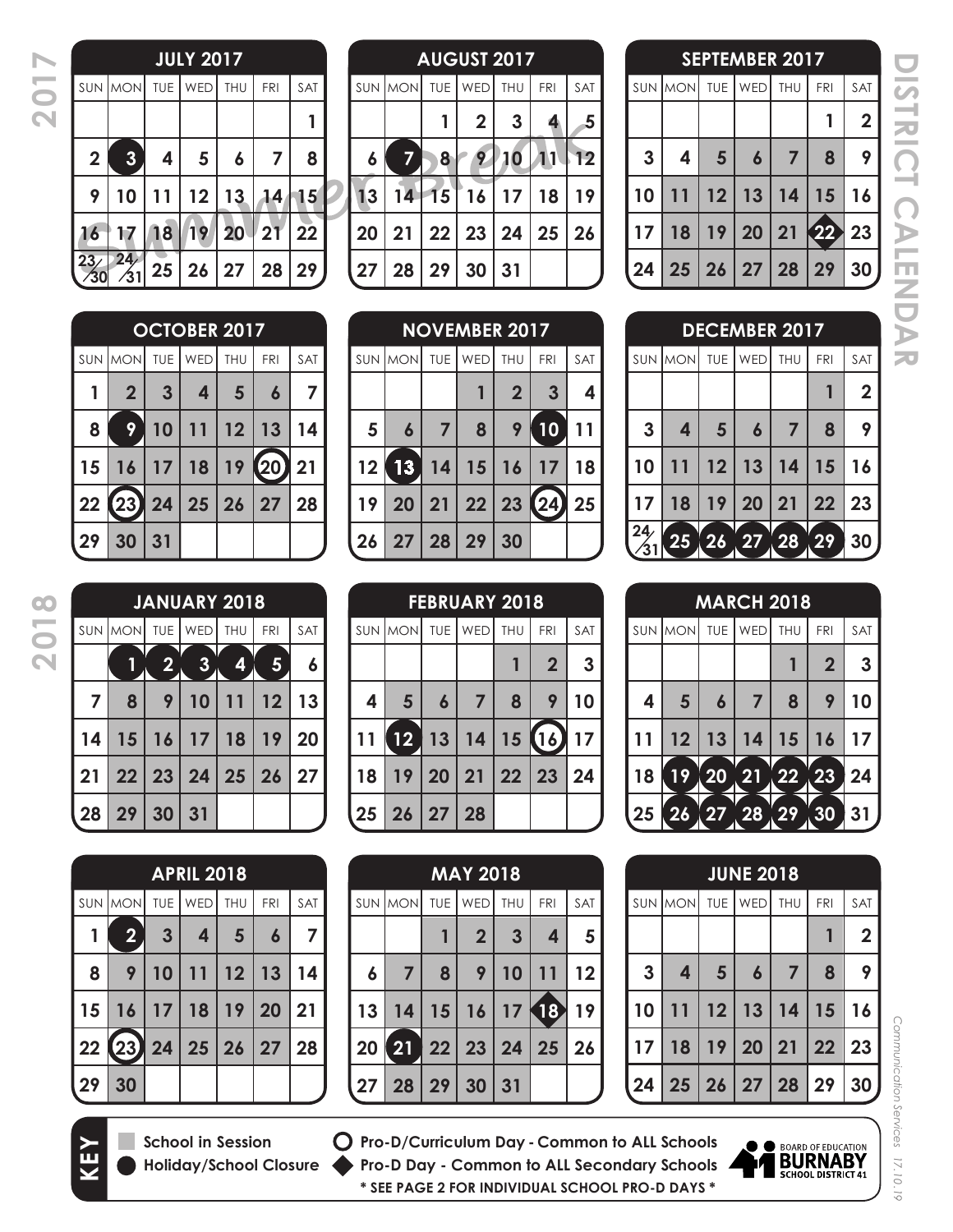# DISTRICT CALENDAR

## 2017

### JULY 2017

| SUN | MON | TUE | WED | THU | FRI | SAT |
|---|---|---|---|---|---|---|
| | | | | | | 1 |
| 2 | 3 | 4 | 5 | 6 | 7 | 8 |
| 9 | 10 | 11 | 12 | 13 | 14 | 15 |
| 16 | 17 | 18 | 19 | 20 | 21 | 22 |
| 23/30 | 24/31 | 25 | 26 | 27 | 28 | 29 |

*Summer Break*

### AUGUST 2017

| SUN | MON | TUE | WED | THU | FRI | SAT |
|---|---|---|---|---|---|---|
| | | 1 | 2 | 3 | 4 | 5 |
| 6 | 7 | 8 | 9 | 10 | 11 | 12 |
| 13 | 14 | 15 | 16 | 17 | 18 | 19 |
| 20 | 21 | 22 | 23 | 24 | 25 | 26 |
| 27 | 28 | 29 | 30 | 31 | | |

### SEPTEMBER 2017

| SUN | MON | TUE | WED | THU | FRI | SAT |
|---|---|---|---|---|---|---|
| | | | | | 1 | 2 |
| 3 | 4 | 5 | 6 | 7 | 8 | 9 |
| 10 | 11 | 12 | 13 | 14 | 15 | 16 |
| 17 | 18 | 19 | 20 | 21 | 22 | 23 |
| 24 | 25 | 26 | 27 | 28 | 29 | 30 |

### OCTOBER 2017

| SUN | MON | TUE | WED | THU | FRI | SAT |
|---|---|---|---|---|---|---|
| 1 | 2 | 3 | 4 | 5 | 6 | 7 |
| 8 | 9 | 10 | 11 | 12 | 13 | 14 |
| 15 | 16 | 17 | 18 | 19 | 20 | 21 |
| 22 | 23 | 24 | 25 | 26 | 27 | 28 |
| 29 | 30 | 31 | | | | |

### NOVEMBER 2017

| SUN | MON | TUE | WED | THU | FRI | SAT |
|---|---|---|---|---|---|---|
| | | | 1 | 2 | 3 | 4 |
| 5 | 6 | 7 | 8 | 9 | 10 | 11 |
| 12 | 13 | 14 | 15 | 16 | 17 | 18 |
| 19 | 20 | 21 | 22 | 23 | 24 | 25 |
| 26 | 27 | 28 | 29 | 30 | | |

### DECEMBER 2017

| SUN | MON | TUE | WED | THU | FRI | SAT |
|---|---|---|---|---|---|---|
| | | | | | 1 | 2 |
| 3 | 4 | 5 | 6 | 7 | 8 | 9 |
| 10 | 11 | 12 | 13 | 14 | 15 | 16 |
| 17 | 18 | 19 | 20 | 21 | 22 | 23 |
| 24/31 | 25 | 26 | 27 | 28 | 29 | 30 |

## 2018

### JANUARY 2018

| SUN | MON | TUE | WED | THU | FRI | SAT |
|---|---|---|---|---|---|---|
| | 1 | 2 | 3 | 4 | 5 | 6 |
| 7 | 8 | 9 | 10 | 11 | 12 | 13 |
| 14 | 15 | 16 | 17 | 18 | 19 | 20 |
| 21 | 22 | 23 | 24 | 25 | 26 | 27 |
| 28 | 29 | 30 | 31 | | | |

### FEBRUARY 2018

| SUN | MON | TUE | WED | THU | FRI | SAT |
|---|---|---|---|---|---|---|
| | | | | 1 | 2 | 3 |
| 4 | 5 | 6 | 7 | 8 | 9 | 10 |
| 11 | 12 | 13 | 14 | 15 | 16 | 17 |
| 18 | 19 | 20 | 21 | 22 | 23 | 24 |
| 25 | 26 | 27 | 28 | | | |

### MARCH 2018

| SUN | MON | TUE | WED | THU | FRI | SAT |
|---|---|---|---|---|---|---|
| | | | | 1 | 2 | 3 |
| 4 | 5 | 6 | 7 | 8 | 9 | 10 |
| 11 | 12 | 13 | 14 | 15 | 16 | 17 |
| 18 | 19 | 20 | 21 | 22 | 23 | 24 |
| 25 | 26 | 27 | 28 | 29 | 30 | 31 |

### APRIL 2018

| SUN | MON | TUE | WED | THU | FRI | SAT |
|---|---|---|---|---|---|---|
| 1 | 2 | 3 | 4 | 5 | 6 | 7 |
| 8 | 9 | 10 | 11 | 12 | 13 | 14 |
| 15 | 16 | 17 | 18 | 19 | 20 | 21 |
| 22 | 23 | 24 | 25 | 26 | 27 | 28 |
| 29 | 30 | | | | | |

### MAY 2018

| SUN | MON | TUE | WED | THU | FRI | SAT |
|---|---|---|---|---|---|---|
| | | 1 | 2 | 3 | 4 | 5 |
| 6 | 7 | 8 | 9 | 10 | 11 | 12 |
| 13 | 14 | 15 | 16 | 17 | 18 | 19 |
| 20 | 21 | 22 | 23 | 24 | 25 | 26 |
| 27 | 28 | 29 | 30 | 31 | | |

### JUNE 2018

| SUN | MON | TUE | WED | THU | FRI | SAT |
|---|---|---|---|---|---|---|
| | | | | | 1 | 2 |
| 3 | 4 | 5 | 6 | 7 | 8 | 9 |
| 10 | 11 | 12 | 13 | 14 | 15 | 16 |
| 17 | 18 | 19 | 20 | 21 | 22 | 23 |
| 24 | 25 | 26 | 27 | 28 | 29 | 30 |

## KEY

- **School in Session** (shaded): September 5–29, 2017; October 2–6, 10–19, 24–31, 2017; November 1–9, 14–23, 27–30, 2017; December 1–22, 2017; January 8–31, 2018; February 1–9, 13–15, 19–28, 2018; March 1–16, 2018; April 3–20, 24–30, 2018; May 1–17, 22–31, 2018; June 1–28, 2018
- **Holiday/School Closure** (filled circle): July 3, 2017; August 7, 2017; October 9, 2017; November 10, 13, 2017; December 25–29, 2017; January 1–5, 2018; February 12, 2018; March 19–23, 26–30, 2018; April 2, 2018; May 21, 2018
- **Pro-D/Curriculum Day - Common to ALL Schools** (open circle): October 20, 23, 2017; November 24, 2017; February 16, 2018; April 23, 2018
- **Pro-D Day - Common to ALL Secondary Schools** (diamond): September 22, 2017; May 18, 2018

**\* SEE PAGE 2 FOR INDIVIDUAL SCHOOL PRO-D DAYS \***

BOARD OF EDUCATION BURNABY SCHOOL DISTRICT 41

*Communication Services 17.10.19*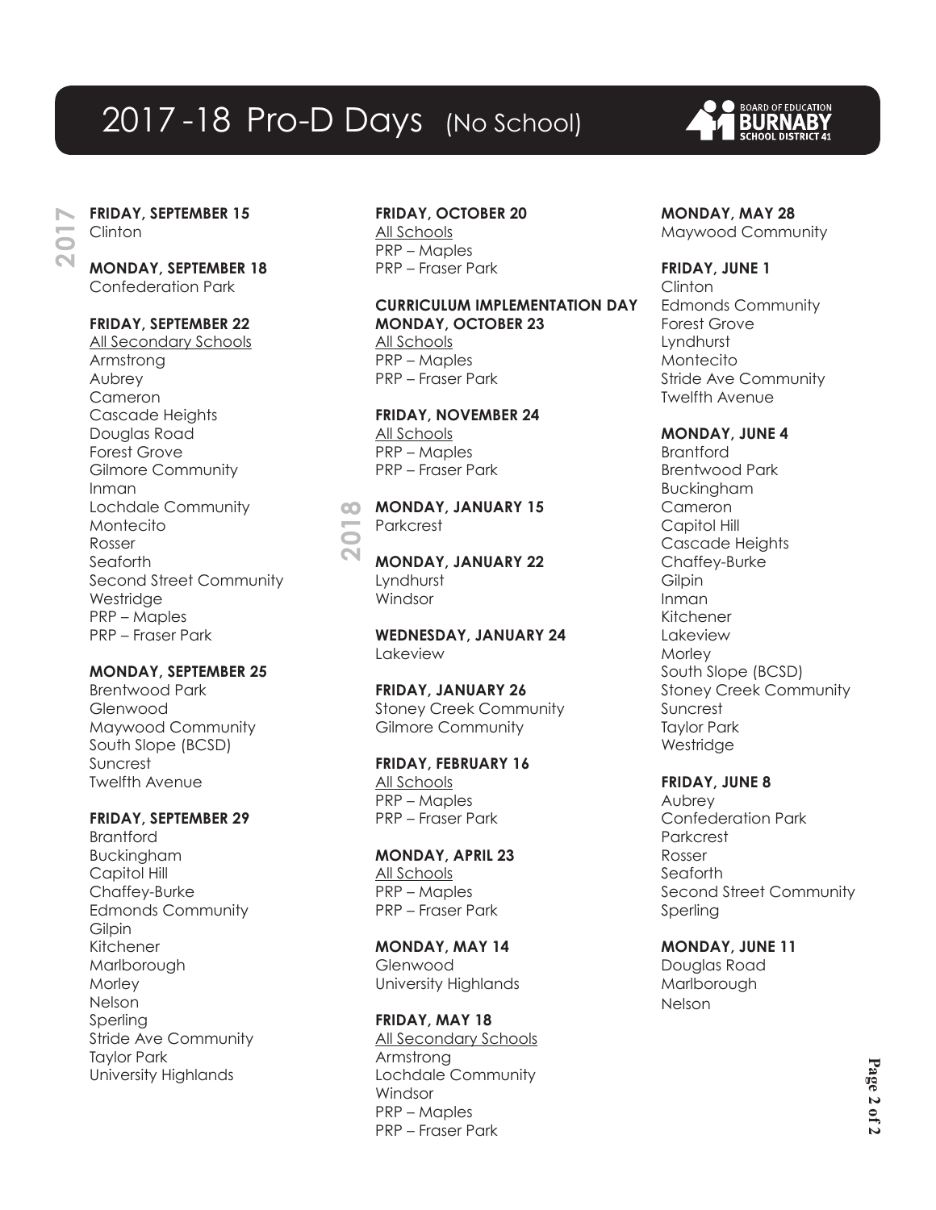# 2017 -18 Pro-D Days (No School)

BOARD OF EDUCATION **BURNABY** SCHOOL DISTRICT 41

## 2017

**FRIDAY, SEPTEMBER 15**
Clinton

**MONDAY, SEPTEMBER 18**
Confederation Park

**FRIDAY, SEPTEMBER 22**
<u>All Secondary Schools</u>
Armstrong
Aubrey
Cameron
Cascade Heights
Douglas Road
Forest Grove
Gilmore Community
Inman
Lochdale Community
Montecito
Rosser
Seaforth
Second Street Community
Westridge
PRP – Maples
PRP – Fraser Park

**MONDAY, SEPTEMBER 25**
Brentwood Park
Glenwood
Maywood Community
South Slope (BCSD)
Suncrest
Twelfth Avenue

**FRIDAY, SEPTEMBER 29**
Brantford
Buckingham
Capitol Hill
Chaffey-Burke
Edmonds Community
Gilpin
Kitchener
Marlborough
Morley
Nelson
Sperling
Stride Ave Community
Taylor Park
University Highlands

**FRIDAY, OCTOBER 20**
<u>All Schools</u>
PRP – Maples
PRP – Fraser Park

**CURRICULUM IMPLEMENTATION DAY**
**MONDAY, OCTOBER 23**
<u>All Schools</u>
PRP – Maples
PRP – Fraser Park

**FRIDAY, NOVEMBER 24**
<u>All Schools</u>
PRP – Maples
PRP – Fraser Park

## 2018

**MONDAY, JANUARY 15**
Parkcrest

**MONDAY, JANUARY 22**
Lyndhurst
Windsor

**WEDNESDAY, JANUARY 24**
Lakeview

**FRIDAY, JANUARY 26**
Stoney Creek Community
Gilmore Community

**FRIDAY, FEBRUARY 16**
<u>All Schools</u>
PRP – Maples
PRP – Fraser Park

**MONDAY, APRIL 23**
<u>All Schools</u>
PRP – Maples
PRP – Fraser Park

**MONDAY, MAY 14**
Glenwood
University Highlands

**FRIDAY, MAY 18**
<u>All Secondary Schools</u>
Armstrong
Lochdale Community
Windsor
PRP – Maples
PRP – Fraser Park

**MONDAY, MAY 28**
Maywood Community

**FRIDAY, JUNE 1**
Clinton
Edmonds Community
Forest Grove
Lyndhurst
Montecito
Stride Ave Community
Twelfth Avenue

**MONDAY, JUNE 4**
Brantford
Brentwood Park
Buckingham
Cameron
Capitol Hill
Cascade Heights
Chaffey-Burke
Gilpin
Inman
Kitchener
Lakeview
Morley
South Slope (BCSD)
Stoney Creek Community
Suncrest
Taylor Park
Westridge

**FRIDAY, JUNE 8**
Aubrey
Confederation Park
Parkcrest
Rosser
Seaforth
Second Street Community
Sperling

**MONDAY, JUNE 11**
Douglas Road
Marlborough
Nelson